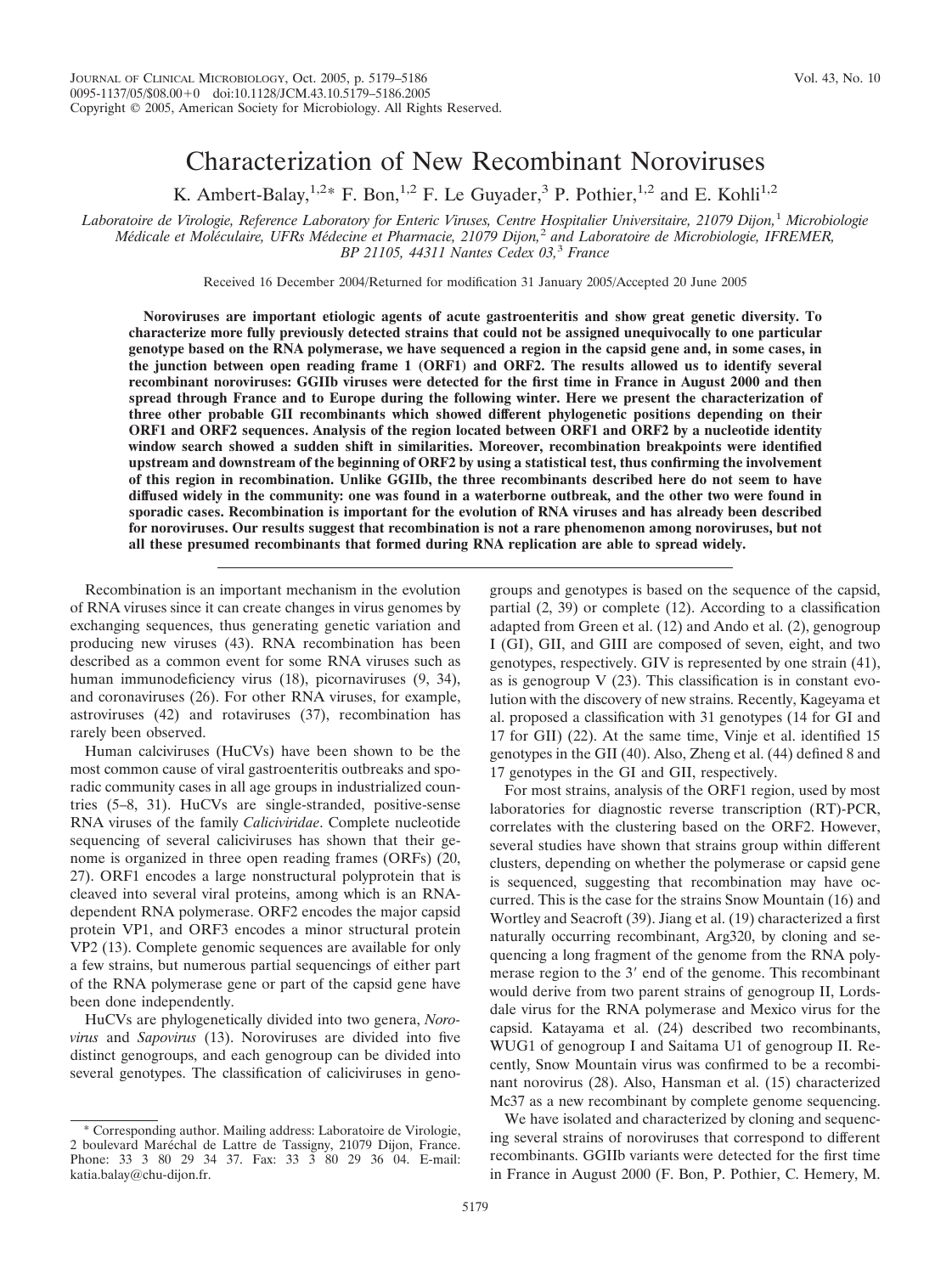# Characterization of New Recombinant Noroviruses

K. Ambert-Balay,[1,2]* F. Bon,[1,2] F. Le Guyader,[3] P. Pothier,[1,2] and E. Kohli[1,2]

*Laboratoire de Virologie, Reference Laboratory for Enteric Viruses, Centre Hospitalier Universitaire, 21079 Dijon,[1] Microbiologie Médicale et Moléculaire, UFRs Médecine et Pharmacie, 21079 Dijon,[2] and Laboratoire de Microbiologie, IFREMER, BP 21105, 44311 Nantes Cedex 03,[3] France*

Received 16 December 2004/Returned for modification 31 January 2005/Accepted 20 June 2005

**Noroviruses are important etiologic agents of acute gastroenteritis and show great genetic diversity. To characterize more fully previously detected strains that could not be assigned unequivocally to one particular genotype based on the RNA polymerase, we have sequenced a region in the capsid gene and, in some cases, in the junction between open reading frame 1 (ORF1) and ORF2. The results allowed us to identify several recombinant noroviruses: GGIIb viruses were detected for the first time in France in August 2000 and then spread through France and to Europe during the following winter. Here we present the characterization of three other probable GII recombinants which showed different phylogenetic positions depending on their ORF1 and ORF2 sequences. Analysis of the region located between ORF1 and ORF2 by a nucleotide identity window search showed a sudden shift in similarities. Moreover, recombination breakpoints were identified upstream and downstream of the beginning of ORF2 by using a statistical test, thus confirming the involvement of this region in recombination. Unlike GGIIb, the three recombinants described here do not seem to have diffused widely in the community: one was found in a waterborne outbreak, and the other two were found in sporadic cases. Recombination is important for the evolution of RNA viruses and has already been described for noroviruses. Our results suggest that recombination is not a rare phenomenon among noroviruses, but not all these presumed recombinants that formed during RNA replication are able to spread widely.**

Recombination is an important mechanism in the evolution of RNA viruses since it can create changes in virus genomes by exchanging sequences, thus generating genetic variation and producing new viruses (43). RNA recombination has been described as a common event for some RNA viruses such as human immunodeficiency virus (18), picornaviruses (9, 34), and coronaviruses (26). For other RNA viruses, for example, astroviruses (42) and rotaviruses (37), recombination has rarely been observed.

Human caliciviruses (HuCVs) have been shown to be the most common cause of viral gastroenteritis outbreaks and sporadic community cases in all age groups in industrialized countries (5–8, 31). HuCVs are single-stranded, positive-sense RNA viruses of the family *Caliciviridae*. Complete nucleotide sequencing of several caliciviruses has shown that their genome is organized in three open reading frames (ORFs) (20, 27). ORF1 encodes a large nonstructural polyprotein that is cleaved into several viral proteins, among which is an RNA-dependent RNA polymerase. ORF2 encodes the major capsid protein VP1, and ORF3 encodes a minor structural protein VP2 (13). Complete genomic sequences are available for only a few strains, but numerous partial sequencings of either part of the RNA polymerase gene or part of the capsid gene have been done independently.

HuCVs are phylogenetically divided into two genera, *Norovirus* and *Sapovirus* (13). Noroviruses are divided into five distinct genogroups, and each genogroup can be divided into several genotypes. The classification of caliciviruses in genogroups and genotypes is based on the sequence of the capsid, partial (2, 39) or complete (12). According to a classification adapted from Green et al. (12) and Ando et al. (2), genogroup I (GI), GII, and GIII are composed of seven, eight, and two genotypes, respectively. GIV is represented by one strain (41), as is genogroup V (23). This classification is in constant evolution with the discovery of new strains. Recently, Kageyama et al. proposed a classification with 31 genotypes (14 for GI and 17 for GII) (22). At the same time, Vinje et al. identified 15 genotypes in the GII (40). Also, Zheng et al. (44) defined 8 and 17 genotypes in the GI and GII, respectively.

For most strains, analysis of the ORF1 region, used by most laboratories for diagnostic reverse transcription (RT)-PCR, correlates with the clustering based on the ORF2. However, several studies have shown that strains group within different clusters, depending on whether the polymerase or capsid gene is sequenced, suggesting that recombination may have occurred. This is the case for the strains Snow Mountain (16) and Wortley and Seacroft (39). Jiang et al. (19) characterized a first naturally occurring recombinant, Arg320, by cloning and sequencing a long fragment of the genome from the RNA polymerase region to the 3′ end of the genome. This recombinant would derive from two parent strains of genogroup II, Lordsdale virus for the RNA polymerase and Mexico virus for the capsid. Katayama et al. (24) described two recombinants, WUG1 of genogroup I and Saitama U1 of genogroup II. Recently, Snow Mountain virus was confirmed to be a recombinant norovirus (28). Also, Hansman et al. (15) characterized Mc37 as a new recombinant by complete genome sequencing.

We have isolated and characterized by cloning and sequencing several strains of noroviruses that correspond to different recombinants. GGIIb variants were detected for the first time in France in August 2000 (F. Bon, P. Pothier, C. Hemery, M.

* Corresponding author. Mailing address: Laboratoire de Virologie, 2 boulevard Maréchal de Lattre de Tassigny, 21079 Dijon, France. Phone: 33 3 80 29 34 37. Fax: 33 3 80 29 36 04. E-mail: katia.balay@chu-dijon.fr.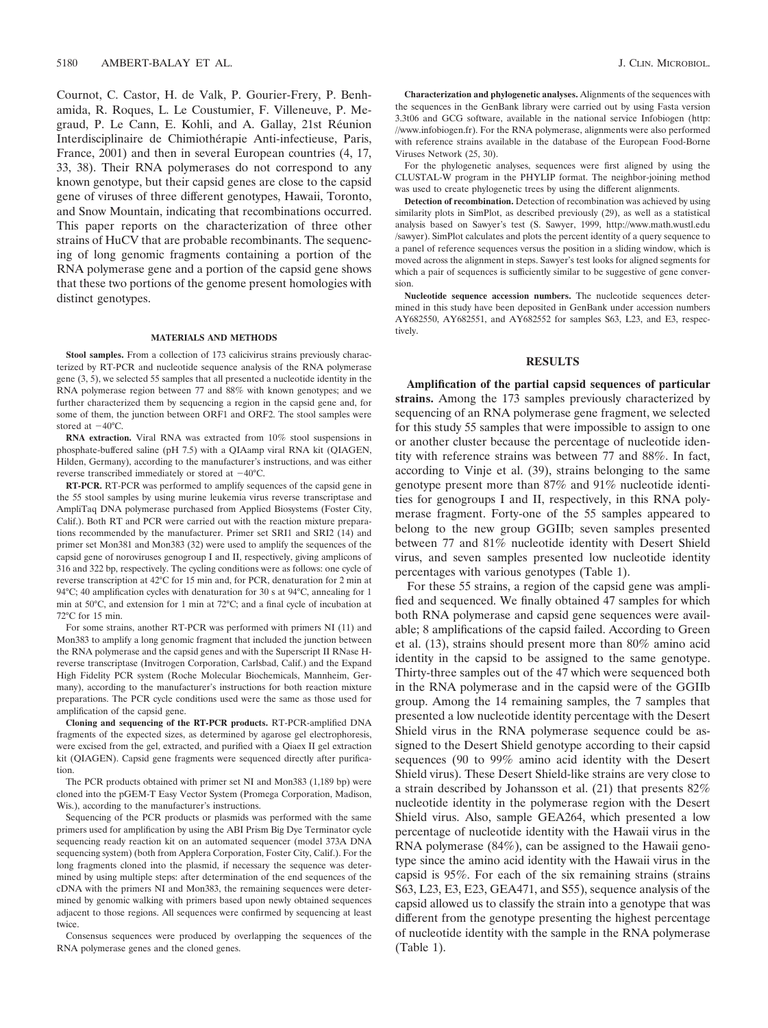Cournot, C. Castor, H. de Valk, P. Gourier-Frery, P. Benhamida, R. Roques, L. Le Coustumier, F. Villeneuve, P. Megraud, P. Le Cann, E. Kohli, and A. Gallay, 21st Réunion Interdisciplinaire de Chimiothérapie Anti-infectieuse, Paris, France, 2001) and then in several European countries (4, 17, 33, 38). Their RNA polymerases do not correspond to any known genotype, but their capsid genes are close to the capsid gene of viruses of three different genotypes, Hawaii, Toronto, and Snow Mountain, indicating that recombinations occurred. This paper reports on the characterization of three other strains of HuCV that are probable recombinants. The sequencing of long genomic fragments containing a portion of the RNA polymerase gene and a portion of the capsid gene shows that these two portions of the genome present homologies with distinct genotypes.

## MATERIALS AND METHODS

**Stool samples.** From a collection of 173 calicivirus strains previously characterized by RT-PCR and nucleotide sequence analysis of the RNA polymerase gene (3, 5), we selected 55 samples that all presented a nucleotide identity in the RNA polymerase region between 77 and 88% with known genotypes; and we further characterized them by sequencing a region in the capsid gene and, for some of them, the junction between ORF1 and ORF2. The stool samples were stored at −40°C.

**RNA extraction.** Viral RNA was extracted from 10% stool suspensions in phosphate-buffered saline (pH 7.5) with a QIAamp viral RNA kit (QIAGEN, Hilden, Germany), according to the manufacturer's instructions, and was either reverse transcribed immediately or stored at −40°C.

**RT-PCR.** RT-PCR was performed to amplify sequences of the capsid gene in the 55 stool samples by using murine leukemia virus reverse transcriptase and AmpliTaq DNA polymerase purchased from Applied Biosystems (Foster City, Calif.). Both RT and PCR were carried out with the reaction mixture preparations recommended by the manufacturer. Primer set SRI1 and SRI2 (14) and primer set Mon381 and Mon383 (32) were used to amplify the sequences of the capsid gene of noroviruses genogroup I and II, respectively, giving amplicons of 316 and 322 bp, respectively. The cycling conditions were as follows: one cycle of reverse transcription at 42°C for 15 min and, for PCR, denaturation for 2 min at 94°C; 40 amplification cycles with denaturation for 30 s at 94°C, annealing for 1 min at 50°C, and extension for 1 min at 72°C; and a final cycle of incubation at 72°C for 15 min.

For some strains, another RT-PCR was performed with primers NI (11) and Mon383 to amplify a long genomic fragment that included the junction between the RNA polymerase and the capsid genes and with the Superscript II RNase H-reverse transcriptase (Invitrogen Corporation, Carlsbad, Calif.) and the Expand High Fidelity PCR system (Roche Molecular Biochemicals, Mannheim, Germany), according to the manufacturer's instructions for both reaction mixture preparations. The PCR cycle conditions used were the same as those used for amplification of the capsid gene.

**Cloning and sequencing of the RT-PCR products.** RT-PCR-amplified DNA fragments of the expected sizes, as determined by agarose gel electrophoresis, were excised from the gel, extracted, and purified with a Qiaex II gel extraction kit (QIAGEN). Capsid gene fragments were sequenced directly after purification.

The PCR products obtained with primer set NI and Mon383 (1,189 bp) were cloned into the pGEM-T Easy Vector System (Promega Corporation, Madison, Wis.), according to the manufacturer's instructions.

Sequencing of the PCR products or plasmids was performed with the same primers used for amplification by using the ABI Prism Big Dye Terminator cycle sequencing ready reaction kit on an automated sequencer (model 373A DNA sequencing system) (both from Applera Corporation, Foster City, Calif.). For the long fragments cloned into the plasmid, if necessary the sequence was determined by using multiple steps: after determination of the end sequences of the cDNA with the primers NI and Mon383, the remaining sequences were determined by genomic walking with primers based upon newly obtained sequences adjacent to those regions. All sequences were confirmed by sequencing at least twice.

Consensus sequences were produced by overlapping the sequences of the RNA polymerase genes and the cloned genes.

**Characterization and phylogenetic analyses.** Alignments of the sequences with the sequences in the GenBank library were carried out by using Fasta version 3.3t06 and GCG software, available in the national service Infobiogen (http://www.infobiogen.fr). For the RNA polymerase, alignments were also performed with reference strains available in the database of the European Food-Borne Viruses Network (25, 30).

For the phylogenetic analyses, sequences were first aligned by using the CLUSTAL-W program in the PHYLIP format. The neighbor-joining method was used to create phylogenetic trees by using the different alignments.

**Detection of recombination.** Detection of recombination was achieved by using similarity plots in SimPlot, as described previously (29), as well as a statistical analysis based on Sawyer's test (S. Sawyer, 1999, http://www.math.wustl.edu/sawyer). SimPlot calculates and plots the percent identity of a query sequence to a panel of reference sequences versus the position in a sliding window, which is moved across the alignment in steps. Sawyer's test looks for aligned segments for which a pair of sequences is sufficiently similar to be suggestive of gene conversion.

**Nucleotide sequence accession numbers.** The nucleotide sequences determined in this study have been deposited in GenBank under accession numbers AY682550, AY682551, and AY682552 for samples S63, L23, and E3, respectively.

## RESULTS

**Amplification of the partial capsid sequences of particular strains.** Among the 173 samples previously characterized by sequencing of an RNA polymerase gene fragment, we selected for this study 55 samples that were impossible to assign to one or another cluster because the percentage of nucleotide identity with reference strains was between 77 and 88%. In fact, according to Vinje et al. (39), strains belonging to the same genotype present more than 87% and 91% nucleotide identities for genogroups I and II, respectively, in this RNA polymerase fragment. Forty-one of the 55 samples appeared to belong to the new group GGIIb; seven samples presented between 77 and 81% nucleotide identity with Desert Shield virus, and seven samples presented low nucleotide identity percentages with various genotypes (Table 1).

For these 55 strains, a region of the capsid gene was amplified and sequenced. We finally obtained 47 samples for which both RNA polymerase and capsid gene sequences were available; 8 amplifications of the capsid failed. According to Green et al. (13), strains should present more than 80% amino acid identity in the capsid to be assigned to the same genotype. Thirty-three samples out of the 47 which were sequenced both in the RNA polymerase and in the capsid were of the GGIIb group. Among the 14 remaining samples, the 7 samples that presented a low nucleotide identity percentage with the Desert Shield virus in the RNA polymerase sequence could be assigned to the Desert Shield genotype according to their capsid sequences (90 to 99% amino acid identity with the Desert Shield virus). These Desert Shield-like strains are very close to a strain described by Johansson et al. (21) that presents 82% nucleotide identity in the polymerase region with the Desert Shield virus. Also, sample GEA264, which presented a low percentage of nucleotide identity with the Hawaii virus in the RNA polymerase (84%), can be assigned to the Hawaii genotype since the amino acid identity with the Hawaii virus in the capsid is 95%. For each of the six remaining strains (strains S63, L23, E3, E23, GEA471, and S55), sequence analysis of the capsid allowed us to classify the strain into a genotype that was different from the genotype presenting the highest percentage of nucleotide identity with the sample in the RNA polymerase (Table 1).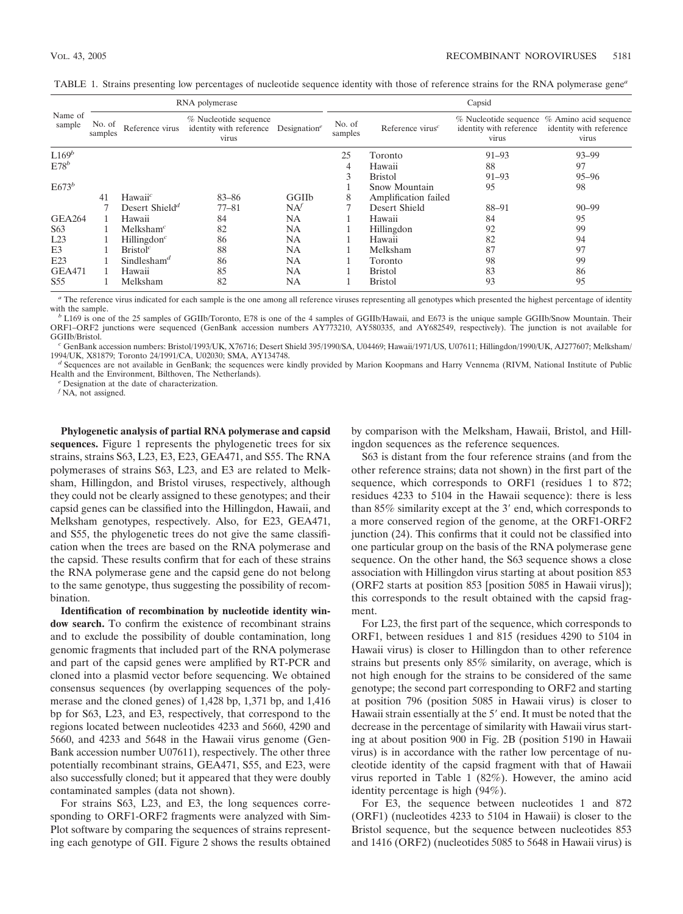TABLE 1. Strains presenting low percentages of nucleotide sequence identity with those of reference strains for the RNA polymerase gene[a]

| Name of sample | RNA polymerase | | | | Capsid | | | |
|---|---|---|---|---|---|---|---|---|
| | No. of samples | Reference virus | % Nucleotide sequence identity with reference virus | Designation[e] | No. of samples | Reference virus[c] | % Nucleotide sequence identity with reference virus | % Amino acid sequence identity with reference virus |
| L169[b] | | | | | 25 | Toronto | 91–93 | 93–99 |
| E78[b] | | | | | 4 | Hawaii | 88 | 97 |
| | | | | | 3 | Bristol | 91–93 | 95–96 |
| E673[b] | | | | | 1 | Snow Mountain | 95 | 98 |
| | 41 | Hawaii[c] | 83–86 | GGIIb | 8 | Amplification failed | | |
| | 7 | Desert Shield[d] | 77–81 | NA[f] | 7 | Desert Shield | 88–91 | 90–99 |
| GEA264 | 1 | Hawaii | 84 | NA | 1 | Hawaii | 84 | 95 |
| S63 | 1 | Melksham[c] | 82 | NA | 1 | Hillingdon | 92 | 99 |
| L23 | 1 | Hillingdon[c] | 86 | NA | 1 | Hawaii | 82 | 94 |
| E3 | 1 | Bristol[c] | 88 | NA | 1 | Melksham | 87 | 97 |
| E23 | 1 | Sindlesham[d] | 86 | NA | 1 | Toronto | 98 | 99 |
| GEA471 | 1 | Hawaii | 85 | NA | 1 | Bristol | 83 | 86 |
| S55 | 1 | Melksham | 82 | NA | 1 | Bristol | 93 | 95 |

[a] The reference virus indicated for each sample is the one among all reference viruses representing all genotypes which presented the highest percentage of identity with the sample.

[b] L169 is one of the 25 samples of GGIIb/Toronto, E78 is one of the 4 samples of GGIIb/Hawaii, and E673 is the unique sample GGIIb/Snow Mountain. Their ORF1–ORF2 junctions were sequenced (GenBank accession numbers AY773210, AY580335, and AY682549, respectively). The junction is not available for GGIIb/Bristol.

[c] GenBank accession numbers: Bristol/1993/UK, X76716; Desert Shield 395/1990/SA, U04469; Hawaii/1971/US, U07611; Hillingdon/1990/UK, AJ277607; Melksham/1994/UK, X81879; Toronto 24/1991/CA, U02030; SMA, AY134748.

[d] Sequences are not available in GenBank; the sequences were kindly provided by Marion Koopmans and Harry Vennema (RIVM, National Institute of Public Health and the Environment, Bilthoven, The Netherlands).

[e] Designation at the date of characterization.

[f] NA, not assigned.

**Phylogenetic analysis of partial RNA polymerase and capsid sequences.** Figure 1 represents the phylogenetic trees for six strains, strains S63, L23, E3, E23, GEA471, and S55. The RNA polymerases of strains S63, L23, and E3 are related to Melksham, Hillingdon, and Bristol viruses, respectively, although they could not be clearly assigned to these genotypes; and their capsid genes can be classified into the Hillingdon, Hawaii, and Melksham genotypes, respectively. Also, for E23, GEA471, and S55, the phylogenetic trees do not give the same classification when the trees are based on the RNA polymerase and the capsid. These results confirm that for each of these strains the RNA polymerase gene and the capsid gene do not belong to the same genotype, thus suggesting the possibility of recombination.

**Identification of recombination by nucleotide identity window search.** To confirm the existence of recombinant strains and to exclude the possibility of double contamination, long genomic fragments that included part of the RNA polymerase and part of the capsid genes were amplified by RT-PCR and cloned into a plasmid vector before sequencing. We obtained consensus sequences (by overlapping sequences of the polymerase and the cloned genes) of 1,428 bp, 1,371 bp, and 1,416 bp for S63, L23, and E3, respectively, that correspond to the regions located between nucleotides 4233 and 5660, 4290 and 5660, and 4233 and 5648 in the Hawaii virus genome (GenBank accession number U07611), respectively. The other three potentially recombinant strains, GEA471, S55, and E23, were also successfully cloned; but it appeared that they were doubly contaminated samples (data not shown).

For strains S63, L23, and E3, the long sequences corresponding to ORF1-ORF2 fragments were analyzed with SimPlot software by comparing the sequences of strains representing each genotype of GII. Figure 2 shows the results obtained by comparison with the Melksham, Hawaii, Bristol, and Hillingdon sequences as the reference sequences.

S63 is distant from the four reference strains (and from the other reference strains; data not shown) in the first part of the sequence, which corresponds to ORF1 (residues 1 to 872; residues 4233 to 5104 in the Hawaii sequence): there is less than 85% similarity except at the 3′ end, which corresponds to a more conserved region of the genome, at the ORF1-ORF2 junction (24). This confirms that it could not be classified into one particular group on the basis of the RNA polymerase gene sequence. On the other hand, the S63 sequence shows a close association with Hillingdon virus starting at about position 853 (ORF2 starts at position 853 [position 5085 in Hawaii virus]); this corresponds to the result obtained with the capsid fragment.

For L23, the first part of the sequence, which corresponds to ORF1, between residues 1 and 815 (residues 4290 to 5104 in Hawaii virus) is closer to Hillingdon than to other reference strains but presents only 85% similarity, on average, which is not high enough for the strains to be considered of the same genotype; the second part corresponding to ORF2 and starting at position 796 (position 5085 in Hawaii virus) is closer to Hawaii strain essentially at the 5′ end. It must be noted that the decrease in the percentage of similarity with Hawaii virus starting at about position 900 in Fig. 2B (position 5190 in Hawaii virus) is in accordance with the rather low percentage of nucleotide identity of the capsid fragment with that of Hawaii virus reported in Table 1 (82%). However, the amino acid identity percentage is high (94%).

For E3, the sequence between nucleotides 1 and 872 (ORF1) (nucleotides 4233 to 5104 in Hawaii) is closer to the Bristol sequence, but the sequence between nucleotides 853 and 1416 (ORF2) (nucleotides 5085 to 5648 in Hawaii virus) is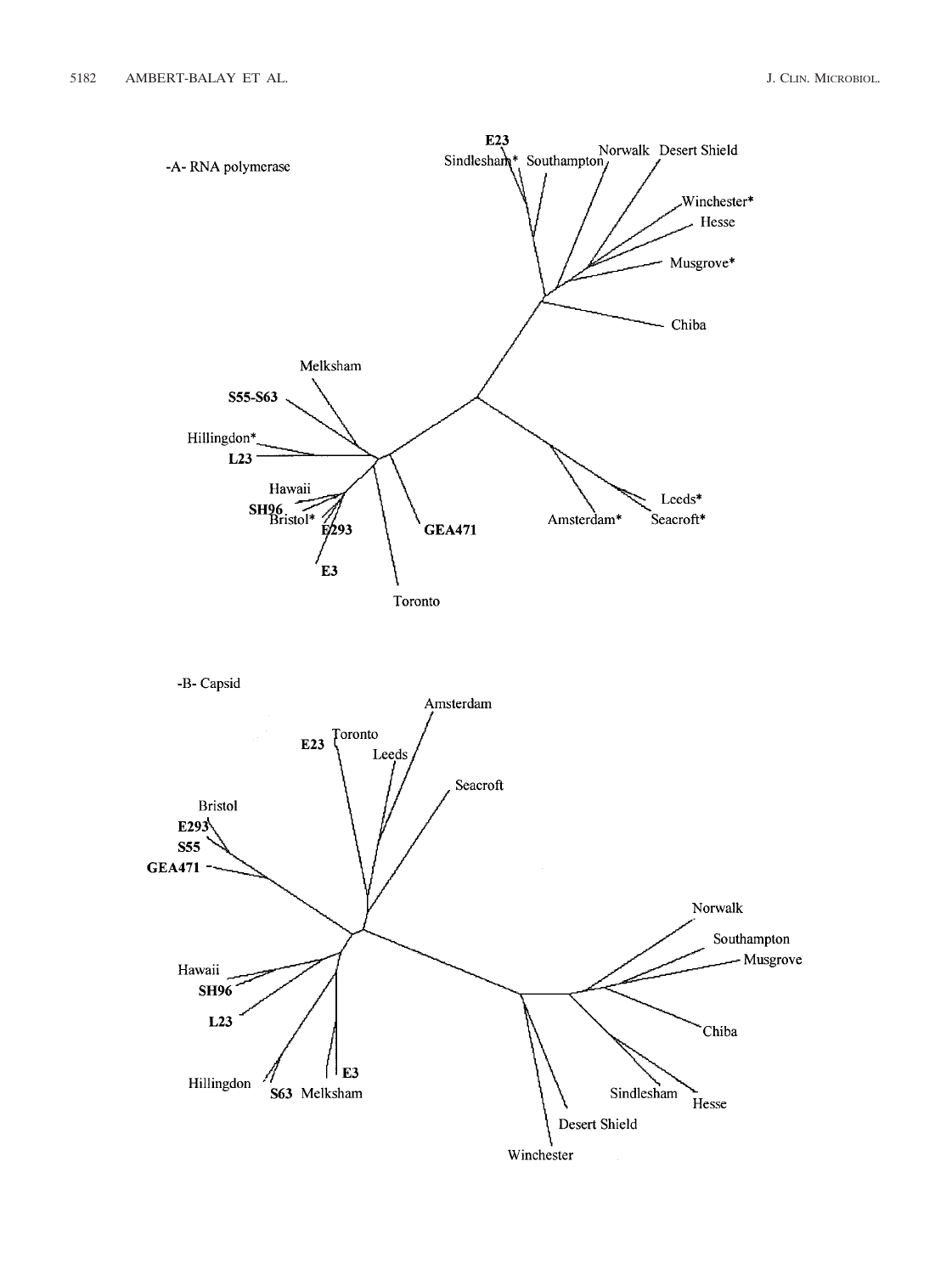-A- RNA polymerase

-B- Capsid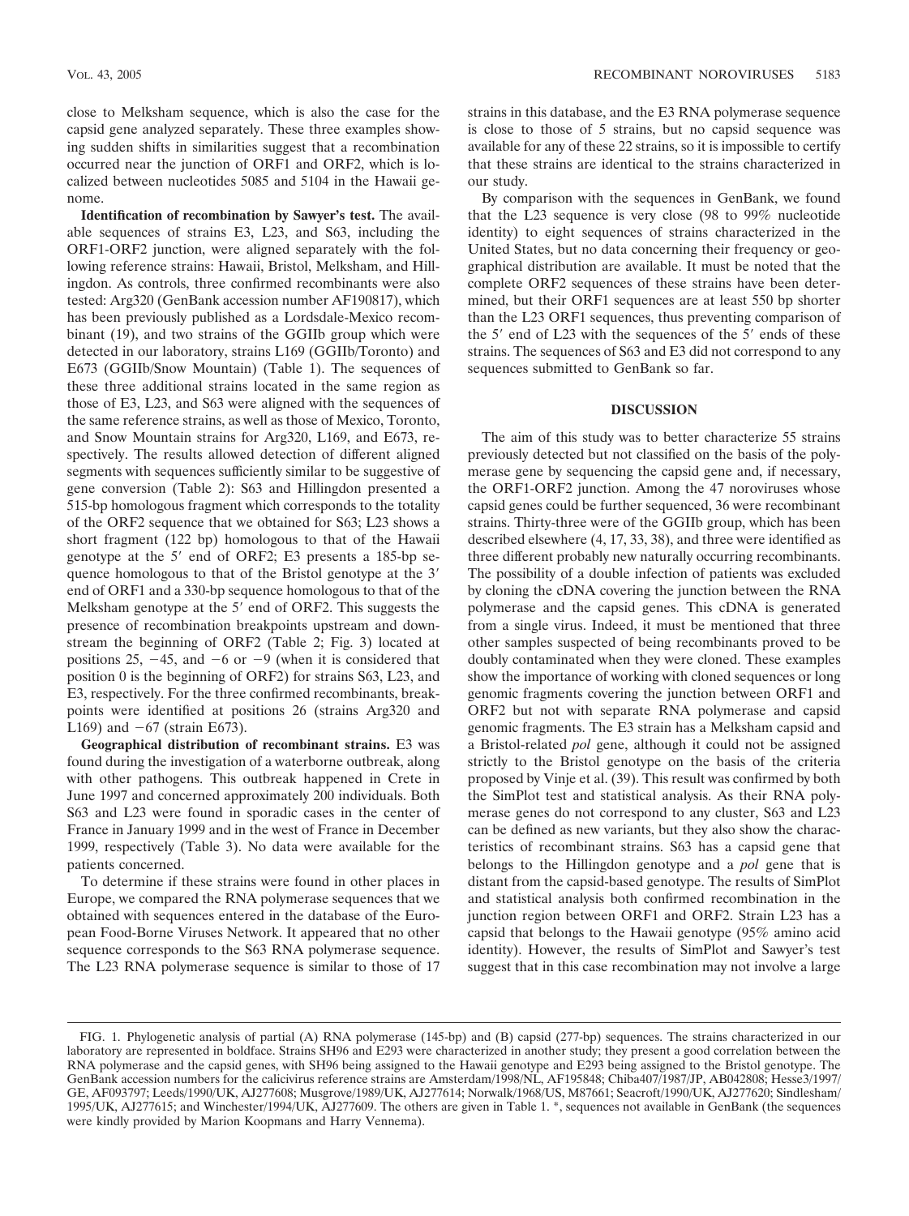close to Melksham sequence, which is also the case for the capsid gene analyzed separately. These three examples showing sudden shifts in similarities suggest that a recombination occurred near the junction of ORF1 and ORF2, which is localized between nucleotides 5085 and 5104 in the Hawaii genome.

**Identification of recombination by Sawyer's test.** The available sequences of strains E3, L23, and S63, including the ORF1-ORF2 junction, were aligned separately with the following reference strains: Hawaii, Bristol, Melksham, and Hillingdon. As controls, three confirmed recombinants were also tested: Arg320 (GenBank accession number AF190817), which has been previously published as a Lordsdale-Mexico recombinant (19), and two strains of the GGIIb group which were detected in our laboratory, strains L169 (GGIIb/Toronto) and E673 (GGIIb/Snow Mountain) (Table 1). The sequences of these three additional strains located in the same region as those of E3, L23, and S63 were aligned with the sequences of the same reference strains, as well as those of Mexico, Toronto, and Snow Mountain strains for Arg320, L169, and E673, respectively. The results allowed detection of different aligned segments with sequences sufficiently similar to be suggestive of gene conversion (Table 2): S63 and Hillingdon presented a 515-bp homologous fragment which corresponds to the totality of the ORF2 sequence that we obtained for S63; L23 shows a short fragment (122 bp) homologous to that of the Hawaii genotype at the 5′ end of ORF2; E3 presents a 185-bp sequence homologous to that of the Bristol genotype at the 3′ end of ORF1 and a 330-bp sequence homologous to that of the Melksham genotype at the 5′ end of ORF2. This suggests the presence of recombination breakpoints upstream and downstream the beginning of ORF2 (Table 2; Fig. 3) located at positions 25, −45, and −6 or −9 (when it is considered that position 0 is the beginning of ORF2) for strains S63, L23, and E3, respectively. For the three confirmed recombinants, breakpoints were identified at positions 26 (strains Arg320 and L169) and −67 (strain E673).

**Geographical distribution of recombinant strains.** E3 was found during the investigation of a waterborne outbreak, along with other pathogens. This outbreak happened in Crete in June 1997 and concerned approximately 200 individuals. Both S63 and L23 were found in sporadic cases in the center of France in January 1999 and in the west of France in December 1999, respectively (Table 3). No data were available for the patients concerned.

To determine if these strains were found in other places in Europe, we compared the RNA polymerase sequences that we obtained with sequences entered in the database of the European Food-Borne Viruses Network. It appeared that no other sequence corresponds to the S63 RNA polymerase sequence. The L23 RNA polymerase sequence is similar to those of 17 strains in this database, and the E3 RNA polymerase sequence is close to those of 5 strains, but no capsid sequence was available for any of these 22 strains, so it is impossible to certify that these strains are identical to the strains characterized in our study.

By comparison with the sequences in GenBank, we found that the L23 sequence is very close (98 to 99% nucleotide identity) to eight sequences of strains characterized in the United States, but no data concerning their frequency or geographical distribution are available. It must be noted that the complete ORF2 sequences of these strains have been determined, but their ORF1 sequences are at least 550 bp shorter than the L23 ORF1 sequences, thus preventing comparison of the 5′ end of L23 with the sequences of the 5′ ends of these strains. The sequences of S63 and E3 did not correspond to any sequences submitted to GenBank so far.

## DISCUSSION

The aim of this study was to better characterize 55 strains previously detected but not classified on the basis of the polymerase gene by sequencing the capsid gene and, if necessary, the ORF1-ORF2 junction. Among the 47 noroviruses whose capsid genes could be further sequenced, 36 were recombinant strains. Thirty-three were of the GGIIb group, which has been described elsewhere (4, 17, 33, 38), and three were identified as three different probably new naturally occurring recombinants. The possibility of a double infection of patients was excluded by cloning the cDNA covering the junction between the RNA polymerase and the capsid genes. This cDNA is generated from a single virus. Indeed, it must be mentioned that three other samples suspected of being recombinants proved to be doubly contaminated when they were cloned. These examples show the importance of working with cloned sequences or long genomic fragments covering the junction between ORF1 and ORF2 but not with separate RNA polymerase and capsid genomic fragments. The E3 strain has a Melksham capsid and a Bristol-related *pol* gene, although it could not be assigned strictly to the Bristol genotype on the basis of the criteria proposed by Vinje et al. (39). This result was confirmed by both the SimPlot test and statistical analysis. As their RNA polymerase genes do not correspond to any cluster, S63 and L23 can be defined as new variants, but they also show the characteristics of recombinant strains. S63 has a capsid gene that belongs to the Hillingdon genotype and a *pol* gene that is distant from the capsid-based genotype. The results of SimPlot and statistical analysis both confirmed recombination in the junction region between ORF1 and ORF2. Strain L23 has a capsid that belongs to the Hawaii genotype (95% amino acid identity). However, the results of SimPlot and Sawyer's test suggest that in this case recombination may not involve a large

FIG. 1. Phylogenetic analysis of partial (A) RNA polymerase (145-bp) and (B) capsid (277-bp) sequences. The strains characterized in our laboratory are represented in boldface. Strains SH96 and E293 were characterized in another study; they present a good correlation between the RNA polymerase and the capsid genes, with SH96 being assigned to the Hawaii genotype and E293 being assigned to the Bristol genotype. The GenBank accession numbers for the calicivirus reference strains are Amsterdam/1998/NL, AF195848; Chiba407/1987/JP, AB042808; Hesse3/1997/GE, AF093797; Leeds/1990/UK, AJ277608; Musgrove/1989/UK, AJ277614; Norwalk/1968/US, M87661; Seacroft/1990/UK, AJ277620; Sindlesham/1995/UK, AJ277615; and Winchester/1994/UK, AJ277609. The others are given in Table 1. *, sequences not available in GenBank (the sequences were kindly provided by Marion Koopmans and Harry Vennema).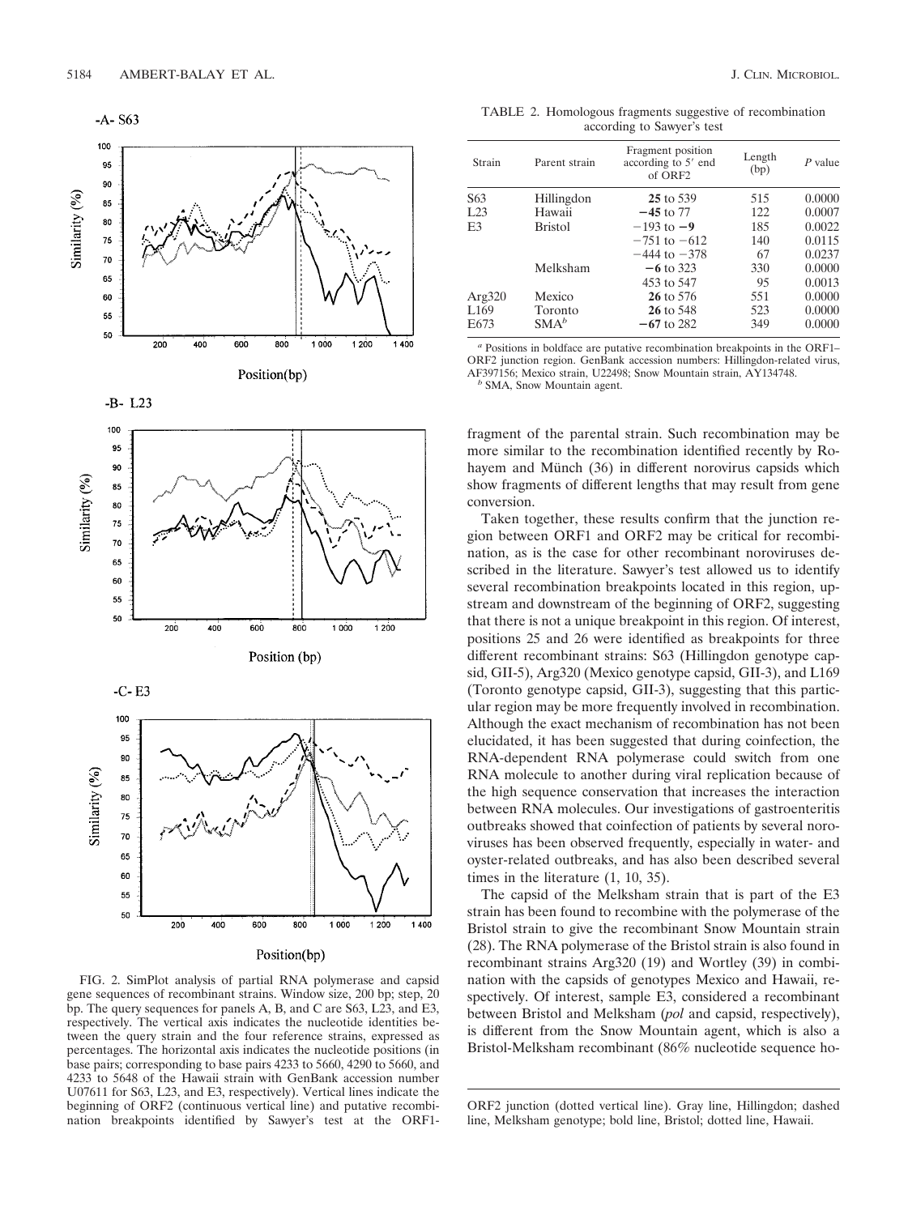TABLE 2. Homologous fragments suggestive of recombination according to Sawyer's test

| Strain | Parent strain | Fragment position according to 5′ end of ORF2 | Length (bp) | *P* value |
|---|---|---|---|---|
| S63 | Hillingdon | **25** to 539 | 515 | 0.0000 |
| L23 | Hawaii | **−45** to 77 | 122 | 0.0007 |
| E3 | Bristol | −193 to **−9** | 185 | 0.0022 |
| | | −751 to −612 | 140 | 0.0115 |
| | | −444 to −378 | 67 | 0.0237 |
| | Melksham | **−6** to 323 | 330 | 0.0000 |
| | | 453 to 547 | 95 | 0.0013 |
| Arg320 | Mexico | **26** to 576 | 551 | 0.0000 |
| L169 | Toronto | **26** to 548 | 523 | 0.0000 |
| E673 | SMA[b] | **−67** to 282 | 349 | 0.0000 |

[a] Positions in boldface are putative recombination breakpoints in the ORF1–ORF2 junction region. GenBank accession numbers: Hillingdon-related virus, AF397156; Mexico strain, U22498; Snow Mountain strain, AY134748.

[b] SMA, Snow Mountain agent.

FIG. 2. SimPlot analysis of partial RNA polymerase and capsid gene sequences of recombinant strains. Window size, 200 bp; step, 20 bp. The query sequences for panels A, B, and C are S63, L23, and E3, respectively. The vertical axis indicates the nucleotide identities between the query strain and the four reference strains, expressed as percentages. The horizontal axis indicates the nucleotide positions (in base pairs; corresponding to base pairs 4233 to 5660, 4290 to 5660, and 4233 to 5648 of the Hawaii strain with GenBank accession number U07611 for S63, L23, and E3, respectively). Vertical lines indicate the beginning of ORF2 (continuous vertical line) and putative recombination breakpoints identified by Sawyer's test at the ORF1-ORF2 junction (dotted vertical line). Gray line, Hillingdon; dashed line, Melksham genotype; bold line, Bristol; dotted line, Hawaii.

fragment of the parental strain. Such recombination may be more similar to the recombination identified recently by Rohayem and Münch (36) in different norovirus capsids which show fragments of different lengths that may result from gene conversion.

Taken together, these results confirm that the junction region between ORF1 and ORF2 may be critical for recombination, as is the case for other recombinant noroviruses described in the literature. Sawyer's test allowed us to identify several recombination breakpoints located in this region, upstream and downstream of the beginning of ORF2, suggesting that there is not a unique breakpoint in this region. Of interest, positions 25 and 26 were identified as breakpoints for three different recombinant strains: S63 (Hillingdon genotype capsid, GII-5), Arg320 (Mexico genotype capsid, GII-3), and L169 (Toronto genotype capsid, GII-3), suggesting that this particular region may be more frequently involved in recombination. Although the exact mechanism of recombination has not been elucidated, it has been suggested that during coinfection, the RNA-dependent RNA polymerase could switch from one RNA molecule to another during viral replication because of the high sequence conservation that increases the interaction between RNA molecules. Our investigations of gastroenteritis outbreaks showed that coinfection of patients by several noroviruses has been observed frequently, especially in water- and oyster-related outbreaks, and has also been described several times in the literature (1, 10, 35).

The capsid of the Melksham strain that is part of the E3 strain has been found to recombine with the polymerase of the Bristol strain to give the recombinant Snow Mountain strain (28). The RNA polymerase of the Bristol strain is also found in recombinant strains Arg320 (19) and Wortley (39) in combination with the capsids of genotypes Mexico and Hawaii, respectively. Of interest, sample E3, considered a recombinant between Bristol and Melksham (*pol* and capsid, respectively), is different from the Snow Mountain agent, which is also a Bristol-Melksham recombinant (86% nucleotide sequence ho-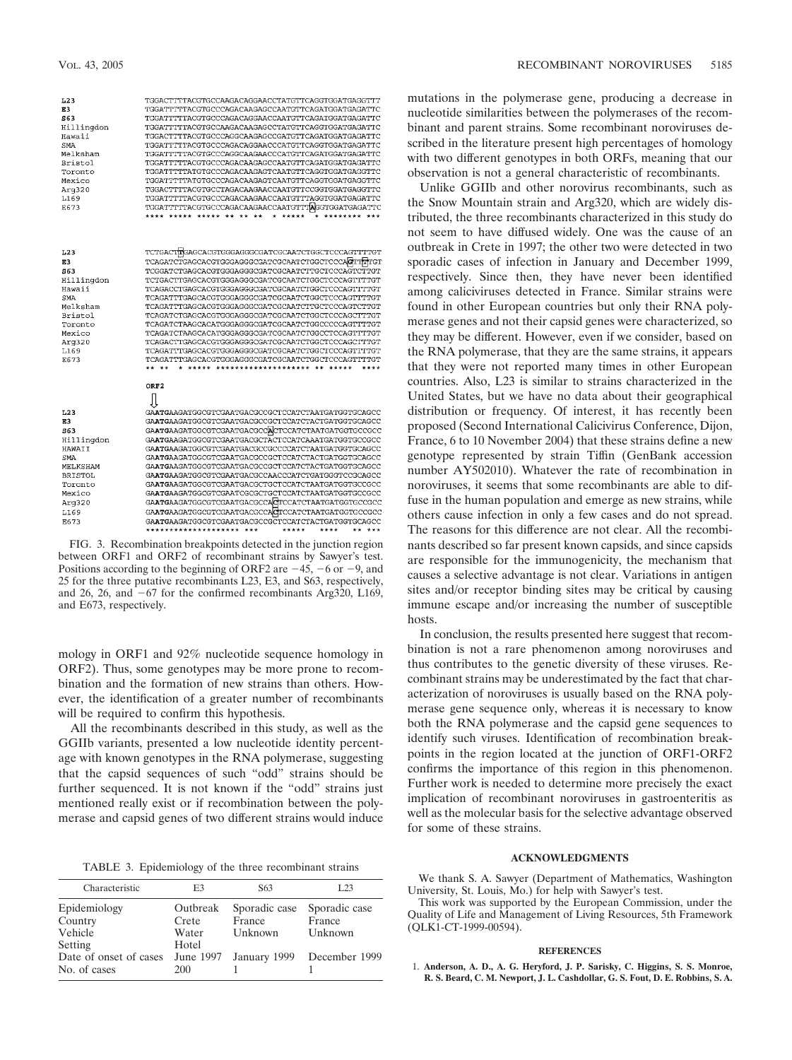```
L23          TGGACTTTTACGTGCCAAGACAGGAACCTATGTTCAGGTGGATGAGGTTT
E3           TGGATTTTTACGTGCCCAGACAAGAGCCAATGTTCAGATGGATGAGATTC
S63          TGGATTTTTACGTGCCCAGACAGGAACCAATGTTCAGATGGATGAGATTC
Hillingdon   TGGATTTTTACGTGCCAAGACAAGAGCCTATGTTCAGGTGGATGAGATTC
Hawaii       TGGACTTTTACGTGCCCAGGCAAGAGCCGATGTTCAGATGGATGAGATTC
SMA          TGGATTTTTACGTGCCCAGACAGGAACCCATGTTCAGGTGGATGAGATTC
Melksham     TGGATTTTTACGTGCCCAGGCAAGAACCCATGTTCAGATGGATGAGATTC
Bristol      TGGATTTTTACGTGCCCAGACAAGAGCCAATGTTCAGATGGATGAGATTC
Toronto      TGGATTTTTATGTGCCCAGACAAGAGTCAATGTTCAGGTGGATGAGGTTC
Mexico       TGGATTTTTATGTGCCCAGACAAGAGTCAATGTTCAGGTGGATGAGGTTC
Arg320       TGGACTTTTACGTGCTAGACAAGAACCAATGTTCCGGTGGATGAGGTTC
L169         TGGATTTTTACGTGCCCAGACAAGAACCAATGTTTAGGTGGATGAGATTC
E673         TGGATTTTTACGTGCCCAGACAAGAACCAATGTTTAGGTGGATGAGATTC
             **** ***** ***** ** ** **  * *****  * ******** ***

L23          TCTGACTTGAGCACGTGGGAGGGCGATCGCAATCTGGCTCCCAGTTTGT
E3           TCAGATCTGAGCACGTGGGAGGGCGATCGCAATCTGGCTCCCAGTTTTGT
S63          TCGGATCTGAGCACGTGGGAGGGCGATCGCAATCTTGCTCCCAGTCTTGT
Hillingdon   TCTGACTTGAGCACGTGGGAGGGCGATCGCAATCTGGCTCCCAGTTTGT
Hawaii       TCAGACCTGAGCACGTGGGAGGGCGATCGCAATCTGGCTCCCAGTTTTGT
SMA          TCAGATTTGAGCACGTGGGAGGGCGATCGCAATCTGGCTCCCAGTTTTGT
Melksham     TCAGATTTGAGCACGTGGGAGGGCGATCGCAATCTTGCTCCCAGTCTTGT
Bristol      TCAGATCTGAGCACGTGGGAGGGCGATCGCAATCTGGCTCCCAGCTTTGT
Toronto      TCAGATCTAAGCACATGGGAGGGCGATCGCAATCTGGCCCCCAGTTTTGT
Mexico       TCAGATCTAAGCACATGGGAGGGCGATCGCAATCTGGCCTCCAGTTTTGT
Arg320       TCAGACTTGAGCACGTGGGAGGGCGATCGCAATCTGGCTCCCAGCTTTGT
L169         TCAGATTTGAGCACGTGGGAGGGCGATCGCAATCTGGCTCCCAGTTTTGT
E673         TCAGATTTGAGCACGTGGGAGGGCGATCGCAATCTGGCTCCCAGTTTTGT
             ** **  * ***** ******************** ** *****  ****

             ORF2

L23          GAATGAAGATGGCGTCGAATGACGCCGCTCCATCTAATGATGGTGCAGCC
E3           GAATGAAGATGGCGTCGAATGACGCCGCTCCATCTACTGATGGTGCAGCC
S63          GAATGAAGATGGCGTCGAATGACGCCAACTCCATCTAATGATGGTGCCGCC
Hillingdon   GAATGAAGATGGCGTCGAATGACGCTACTCCATCAAATGATGGTGCCGCC
HAWAII       GAATGAAGATGGCGTCGAATGACGCCGCCCATCTAATGATGGTGCAGCC
SMA          GAATGAAGATGGCGTCGAATGACGCCGCTCCATCTACTGATGGTGCAGCC
MELKSHAM     GAATGAAGATGGCGTCGAATGACGCCGCTCCATCTACTGATGGTGCAGCC
BRISTOL      GAATGAAGATGGCGTCGAATGACGCCAACCCATCTGATGGGTCCGCAGCC
Toronto      GAATGAAGATGGCGTCGAATGACGCTGCTCCATCTAATGATGGTGCCGCC
Mexico       GAATGAAGATGGCGTCGAATCGCGCTGCTCCATCTAATGATGGTGCCGCC
Arg320       GAATGAAGATGGCGTCGAATGACGCCAGTCCATCTAATGATGGTGCCGCC
L169         GAATGAAGATGGCGTCGAATGACGCCAGTCCATCTAATGATGGTGCCGCC
E673         GAATGAAGATGGCGTCGAATGACGCCGCTCCATCTACTGATGGTGCAGCC
             ******************** ***       *****  ****   ** ***
```

FIG. 3. Recombination breakpoints detected in the junction region between ORF1 and ORF2 of recombinant strains by Sawyer's test. Positions according to the beginning of ORF2 are −45, −6 or −9, and 25 for the three putative recombinants L23, E3, and S63, respectively, and 26, 26, and −67 for the confirmed recombinants Arg320, L169, and E673, respectively.

mology in ORF1 and 92% nucleotide sequence homology in ORF2). Thus, some genotypes may be more prone to recombination and the formation of new strains than others. However, the identification of a greater number of recombinants will be required to confirm this hypothesis.

All the recombinants described in this study, as well as the GGIIb variants, presented a low nucleotide identity percentage with known genotypes in the RNA polymerase, suggesting that the capsid sequences of such "odd" strains should be further sequenced. It is not known if the "odd" strains just mentioned really exist or if recombination between the polymerase and capsid genes of two different strains would induce mutations in the polymerase gene, producing a decrease in nucleotide similarities between the polymerases of the recombinant and parent strains. Some recombinant noroviruses described in the literature present high percentages of homology with two different genotypes in both ORFs, meaning that our observation is not a general characteristic of recombinants.

Unlike GGIIb and other norovirus recombinants, such as the Snow Mountain strain and Arg320, which are widely distributed, the three recombinants characterized in this study do not seem to have diffused widely. One was the cause of an outbreak in Crete in 1997; the other two were detected in two sporadic cases of infection in January and December 1999, respectively. Since then, they have never been identified among caliciviruses detected in France. Similar strains were found in other European countries but only their RNA polymerase genes and not their capsid genes were characterized, so they may be different. However, even if we consider, based on the RNA polymerase, that they are the same strains, it appears that they were not reported many times in other European countries. Also, L23 is similar to strains characterized in the United States, but we have no data about their geographical distribution or frequency. Of interest, it has recently been proposed (Second International Calicivirus Conference, Dijon, France, 6 to 10 November 2004) that these strains define a new genotype represented by strain Tiffin (GenBank accession number AY502010). Whatever the rate of recombination in noroviruses, it seems that some recombinants are able to diffuse in the human population and emerge as new strains, while others cause infection in only a few cases and do not spread. The reasons for this difference are not clear. All the recombinants described so far present known capsids, and since capsids are responsible for the immunogenicity, the mechanism that causes a selective advantage is not clear. Variations in antigen sites and/or receptor binding sites may be critical by causing immune escape and/or increasing the number of susceptible hosts.

In conclusion, the results presented here suggest that recombination is not a rare phenomenon among noroviruses and thus contributes to the genetic diversity of these viruses. Recombinant strains may be underestimated by the fact that characterization of noroviruses is usually based on the RNA polymerase gene sequence only, whereas it is necessary to know both the RNA polymerase and the capsid gene sequences to identify such viruses. Identification of recombination breakpoints in the region located at the junction of ORF1-ORF2 confirms the importance of this region in this phenomenon. Further work is needed to determine more precisely the exact implication of recombinant noroviruses in gastroenteritis as well as the molecular basis for the selective advantage observed for some of these strains.

TABLE 3. Epidemiology of the three recombinant strains

| Characteristic | E3 | S63 | L23 |
|---|---|---|---|
| Epidemiology | Outbreak | Sporadic case | Sporadic case |
| Country | Crete | France | France |
| Vehicle | Water | Unknown | Unknown |
| Setting | Hotel | | |
| Date of onset of cases | June 1997 | January 1999 | December 1999 |
| No. of cases | 200 | 1 | 1 |

## ACKNOWLEDGMENTS

We thank S. A. Sawyer (Department of Mathematics, Washington University, St. Louis, Mo.) for help with Sawyer's test.

This work was supported by the European Commission, under the Quality of Life and Management of Living Resources, 5th Framework (QLK1-CT-1999-00594).

## REFERENCES

1. **Anderson, A. D., A. G. Heryford, J. P. Sarisky, C. Higgins, S. S. Monroe, R. S. Beard, C. M. Newport, J. L. Cashdollar, G. S. Fout, D. E. Robbins, S. A.**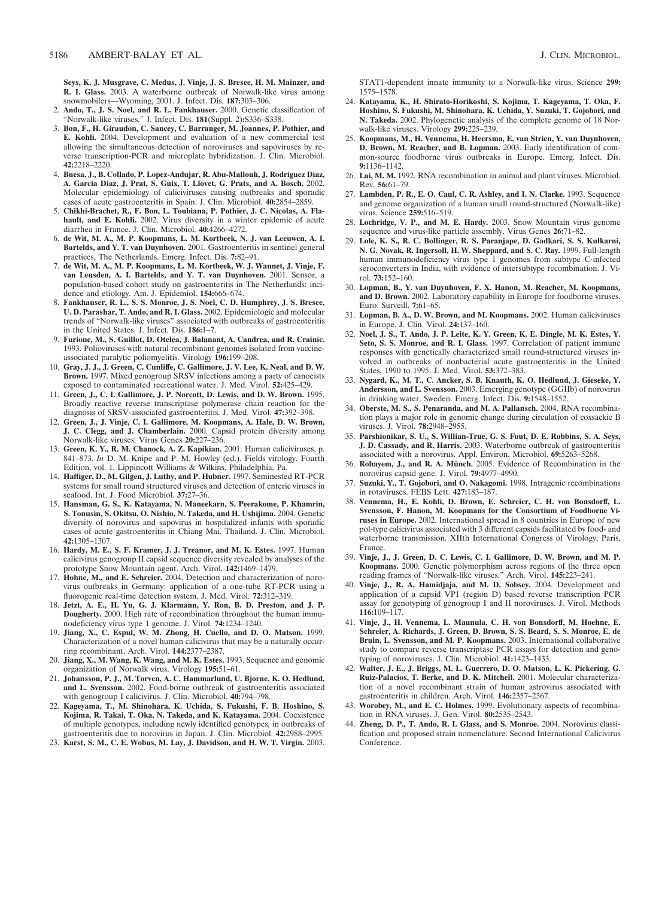**Seys, K. J. Musgrave, C. Medus, J. Vinje, J. S. Bresee, H. M. Mainzer, and R. I. Glass.** 2003. A waterborne outbreak of Norwalk-like virus among snowmobilers—Wyoming, 2001. J. Infect. Dis. **187:**303–306.

2. **Ando, T., J. S. Noel, and R. L. Fankhauser.** 2000. Genetic classification of "Norwalk-like viruses." J. Infect. Dis. **181**(Suppl. 2)**:**S336–S338.
3. **Bon, F., H. Giraudon, C. Sancey, C. Barranger, M. Joannes, P. Pothier, and E. Kohli.** 2004. Development and evaluation of a new commercial test allowing the simultaneous detection of noroviruses and sapoviruses by reverse transcription-PCR and microplate hybridization. J. Clin. Microbiol. **42:**2218–2220.
4. **Buesa, J., B. Collado, P. Lopez-Andujar, R. Abu-Mallouh, J. Rodriguez Diaz, A. Garcia Diaz, J. Prat, S. Guix, T. Llovet, G. Prats, and A. Bosch.** 2002. Molecular epidemiology of caliciviruses causing outbreaks and sporadic cases of acute gastroenteritis in Spain. J. Clin. Microbiol. **40:**2854–2859.
5. **Chikhi-Brachet, R., F. Bon, L. Toubiana, P. Pothier, J. C. Nicolas, A. Flahault, and E. Kohli.** 2002. Virus diversity in a winter epidemic of acute diarrhea in France. J. Clin. Microbiol. **40:**4266–4272.
6. **de Wit, M. A., M. P. Koopmans, L. M. Kortbeek, N. J. van Leeuwen, A. I. Bartelds, and Y. T. van Duynhoven.** 2001. Gastroenteritis in sentinel general practices, The Netherlands. Emerg. Infect. Dis. **7:**82–91.
7. **de Wit, M. A., M. P. Koopmans, L. M. Kortbeek, W. J. Wannet, J. Vinje, F. van Leusden, A. I. Bartelds, and Y. T. van Duynhoven.** 2001. Sensor, a population-based cohort study on gastroenteritis in The Netherlands: incidence and etiology. Am. J. Epidemiol. **154:**666–674.
8. **Fankhauser, R. L., S. S. Monroe, J. S. Noel, C. D. Humphrey, J. S. Bresee, U. D. Parashar, T. Ando, and R. I. Glass.** 2002. Epidemiologic and molecular trends of "Norwalk-like viruses" associated with outbreaks of gastroenteritis in the United States. J. Infect. Dis. **186:**1–7.
9. **Furione, M., S. Guillot, D. Otelea, J. Balanant, A. Candrea, and R. Crainic.** 1993. Polioviruses with natural recombinant genomes isolated from vaccine-associated paralytic poliomyelitis. Virology **196:**199–208.
10. **Gray, J. J., J. Green, C. Cunliffe, C. Gallimore, J. V. Lee, K. Neal, and D. W. Brown.** 1997. Mixed genogroup SRSV infections among a party of canoeists exposed to contaminated recreational water. J. Med. Virol. **52:**425–429.
11. **Green, J., C. I. Gallimore, J. P. Norcott, D. Lewis, and D. W. Brown.** 1995. Broadly reactive reverse transcriptase polymerase chain reaction for the diagnosis of SRSV-associated gastroenteritis. J. Med. Virol. **47:**392–398.
12. **Green, J., J. Vinje, C. I. Gallimore, M. Koopmans, A. Hale, D. W. Brown, J. C. Clegg, and J. Chamberlain.** 2000. Capsid protein diversity among Norwalk-like viruses. Virus Genes **20:**227–236.
13. **Green, K. Y., R. M. Chanock, A. Z. Kapikian.** 2001. Human caliciviruses, p. 841–873. *In* D. M. Knipe and P. M. Howley (ed.), Fields virology, Fourth Edition, vol. 1. Lippincott Williams & Wilkins, Philadelphia, Pa.
14. **Hafliger, D., M. Gilgen, J. Luthy, and P. Hubner.** 1997. Seminested RT-PCR systems for small round structured viruses and detection of enteric viruses in seafood. Int. J. Food Microbiol. **37:**27–36.
15. **Hansman, G. S., K. Katayama, N. Maneekarn, S. Peerakome, P. Khamrin, S. Tonusin, S. Okitsu, O. Nishio, N. Takeda, and H. Ushijima.** 2004. Genetic diversity of norovirus and sapovirus in hospitalized infants with sporadic cases of acute gastroenteritis in Chiang Mai, Thailand. J. Clin. Microbiol. **42:**1305–1307.
16. **Hardy, M. E., S. F. Kramer, J. J. Treanor, and M. K. Estes.** 1997. Human calicivirus genogroup II capsid sequence diversity revealed by analyses of the prototype Snow Mountain agent. Arch. Virol. **142:**1469–1479.
17. **Hohne, M., and E. Schreier.** 2004. Detection and characterization of norovirus outbreaks in Germany: application of a one-tube RT-PCR using a fluorogenic real-time detection system. J. Med. Virol. **72:**312–319.
18. **Jetzt, A. E., H. Yu, G. J. Klarmann, Y. Ron, B. D. Preston, and J. P. Dougherty.** 2000. High rate of recombination throughout the human immunodeficiency virus type 1 genome. J. Virol. **74:**1234–1240.
19. **Jiang, X., C. Espul, W. M. Zhong, H. Cuello, and D. O. Matson.** 1999. Characterization of a novel human calicivirus that may be a naturally occurring recombinant. Arch. Virol. **144:**2377–2387.
20. **Jiang, X., M. Wang, K. Wang, and M. K. Estes.** 1993. Sequence and genomic organization of Norwalk virus. Virology **195:**51–61.
21. **Johansson, P. J., M. Torven, A. C. Hammarlund, U. Bjorne, K. O. Hedlund, and L. Svensson.** 2002. Food-borne outbreak of gastroenteritis associated with genogroup I calicivirus. J. Clin. Microbiol. **40:**794–798.
22. **Kageyama, T., M. Shinohara, K. Uchida, S. Fukushi, F. B. Hoshino, S. Kojima, R. Takai, T. Oka, N. Takeda, and K. Katayama.** 2004. Coexistence of multiple genotypes, including newly identified genotypes, in outbreaks of gastroenteritis due to norovirus in Japan. J. Clin. Microbiol. **42:**2988–2995.
23. **Karst, S. M., C. E. Wobus, M. Lay, J. Davidson, and H. W. T. Virgin.** 2003. STAT1-dependent innate immunity to a Norwalk-like virus. Science **299:**1575–1578.
24. **Katayama, K., H. Shirato-Horikoshi, S. Kojima, T. Kageyama, T. Oka, F. Hoshino, S. Fukushi, M. Shinohara, K. Uchida, Y. Suzuki, T. Gojobori, and N. Takeda.** 2002. Phylogenetic analysis of the complete genome of 18 Norwalk-like viruses. Virology **299:**225–239.
25. **Koopmans, M., H. Vennema, H. Heersma, E. van Strien, Y. van Duynhoven, D. Brown, M. Reacher, and B. Lopman.** 2003. Early identification of common-source foodborne virus outbreaks in Europe. Emerg. Infect. Dis. **9:**1136–1142.
26. **Lai, M. M.** 1992. RNA recombination in animal and plant viruses. Microbiol. Rev. **56:**61–79.
27. **Lambden, P. R., E. O. Caul, C. R. Ashley, and I. N. Clarke.** 1993. Sequence and genome organization of a human small round-structured (Norwalk-like) virus. Science **259:**516–519.
28. **Lochridge, V. P., and M. E. Hardy.** 2003. Snow Mountain virus genome sequence and virus-like particle assembly. Virus Genes **26:**71–82.
29. **Lole, K. S., R. C. Bollinger, R. S. Paranjape, D. Gadkari, S. S. Kulkarni, N. G. Novak, R. Ingersoll, H. W. Sheppard, and S. C. Ray.** 1999. Full-length human immunodeficiency virus type 1 genomes from subtype C-infected seroconverters in India, with evidence of intersubtype recombination. J. Virol. **73:**152–160.
30. **Lopman, B., Y. van Duynhoven, F. X. Hanon, M. Reacher, M. Koopmans, and D. Brown.** 2002. Laboratory capability in Europe for foodborne viruses. Euro. Surveill. **7:**61–65.
31. **Lopman, B. A., D. W. Brown, and M. Koopmans.** 2002. Human caliciviruses in Europe. J. Clin. Virol. **24:**137–160.
32. **Noel, J. S., T. Ando, J. P. Leite, K. Y. Green, K. E. Dingle, M. K. Estes, Y. Seto, S. S. Monroe, and R. I. Glass.** 1997. Correlation of patient immune responses with genetically characterized small round-structured viruses involved in outbreaks of nonbacterial acute gastroenteritis in the United States, 1990 to 1995. J. Med. Virol. **53:**372–383.
33. **Nygard, K., M. T., C. Ancker, S. B. Knauth, K. O. Hedlund, J. Gieseke, Y. Andersson, and L. Svensson.** 2003. Emerging genotype (GGIIb) of norovirus in drinking water, Sweden. Emerg. Infect. Dis. **9:**1548–1552.
34. **Oberste, M. S., S. Penaranda, and M. A. Pallansch.** 2004. RNA recombination plays a major role in genomic change during circulation of coxsackie B viruses. J. Virol. **78:**2948–2955.
35. **Parshionikar, S. U., S. Willian-True, G. S. Fout, D. E. Robbins, S. A. Seys, J. D. Cassady, and R. Harris.** 2003. Waterborne outbreak of gastroenteritis associated with a norovirus. Appl. Environ. Microbiol. **69:**5263–5268.
36. **Rohayem, J., and R. A. Münch.** 2005. Evidence of Recombination in the norovirus capsid gene. J. Virol. **79:**4977–4990.
37. **Suzuki, Y., T. Gojobori, and O. Nakagomi.** 1998. Intragenic recombinations in rotaviruses. FEBS Lett. **427:**183–187.
38. **Vennema, H., E. Kohli, D. Brown, E. Schreier, C. H. von Bonsdorff, L. Svensson, F. Hanon, M. Koopmans for the Consortium of Foodborne Viruses in Europe.** 2002. International spread in 8 countries in Europe of new pol-type calicivirus associated with 3 different capsids facilitated by food- and waterborne transmission. XIIth International Congress of Virology, Paris, France.
39. **Vinje, J., J. Green, D. C. Lewis, C. I. Gallimore, D. W. Brown, and M. P. Koopmans.** 2000. Genetic polymorphism across regions of the three open reading frames of "Norwalk-like viruses." Arch. Virol. **145:**223–241.
40. **Vinje, J., R. A. Hamidjaja, and M. D. Sobsey.** 2004. Development and application of a capsid VP1 (region D) based reverse transcription PCR assay for genotyping of genogroup I and II noroviruses. J. Virol. Methods **116:**109–117.
41. **Vinje, J., H. Vennema, L. Maunula, C. H. von Bonsdorff, M. Hoehne, E. Schreier, A. Richards, J. Green, D. Brown, S. S. Beard, S. S. Monroe, E. de Bruin, L. Svensson, and M. P. Koopmans.** 2003. International collaborative study to compare reverse transcriptase PCR assays for detection and genotyping of noroviruses. J. Clin. Microbiol. **41:**1423–1433.
42. **Walter, J. E., J. Briggs, M. L. Guerrero, D. O. Matson, L. K. Pickering, G. Ruiz-Palacios, T. Berke, and D. K. Mitchell.** 2001. Molecular characterization of a novel recombinant strain of human astrovirus associated with gastroenteritis in children. Arch. Virol. **146:**2357–2367.
43. **Worobey, M., and E. C. Holmes.** 1999. Evolutionary aspects of recombination in RNA viruses. J. Gen. Virol. **80:**2535–2543.
44. **Zheng, D. P., T. Ando, R. I. Glass, and S. Monroe.** 2004. Norovirus classification and proposed strain nomenclature. Second International Calicivirus Conference.